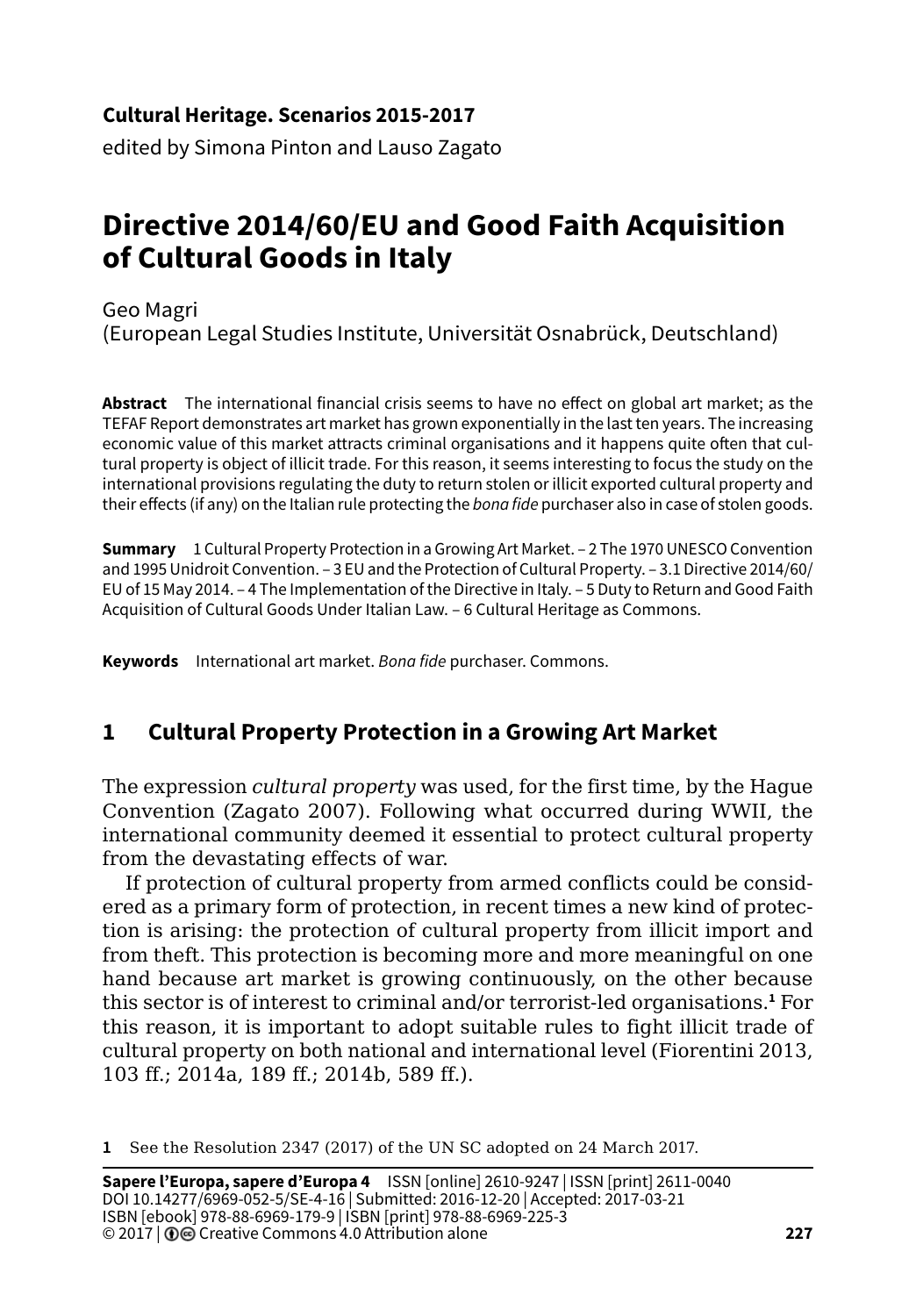**Cultural Heritage. Scenarios 2015-2017**

edited by Simona Pinton and Lauso Zagato

# Directive 2014/60/EU and Good Faith Acquisition of Cultural Goods in Italy

Geo Magri
(European Legal Studies Institute, Universität Osnabrück, Deutschland)

**Abstract** The international financial crisis seems to have no effect on global art market; as the TEFAF Report demonstrates art market has grown exponentially in the last ten years. The increasing economic value of this market attracts criminal organisations and it happens quite often that cultural property is object of illicit trade. For this reason, it seems interesting to focus the study on the international provisions regulating the duty to return stolen or illicit exported cultural property and their effects (if any) on the Italian rule protecting the *bona fide* purchaser also in case of stolen goods.

**Summary** 1 Cultural Property Protection in a Growing Art Market. – 2 The 1970 UNESCO Convention and 1995 Unidroit Convention. – 3 EU and the Protection of Cultural Property. – 3.1 Directive 2014/60/EU of 15 May 2014. – 4 The Implementation of the Directive in Italy. – 5 Duty to Return and Good Faith Acquisition of Cultural Goods Under Italian Law. – 6 Cultural Heritage as Commons.

**Keywords** International art market. *Bona fide* purchaser. Commons.

## 1 Cultural Property Protection in a Growing Art Market

The expression *cultural property* was used, for the first time, by the Hague Convention (Zagato 2007). Following what occurred during WWII, the international community deemed it essential to protect cultural property from the devastating effects of war.

If protection of cultural property from armed conflicts could be considered as a primary form of protection, in recent times a new kind of protection is arising: the protection of cultural property from illicit import and from theft. This protection is becoming more and more meaningful on one hand because art market is growing continuously, on the other because this sector is of interest to criminal and/or terrorist-led organisations.[1] For this reason, it is important to adopt suitable rules to fight illicit trade of cultural property on both national and international level (Fiorentini 2013, 103 ff.; 2014a, 189 ff.; 2014b, 589 ff.).

[1] See the Resolution 2347 (2017) of the UN SC adopted on 24 March 2017.

**Sapere l'Europa, sapere d'Europa 4** ISSN [online] 2610-9247 | ISSN [print] 2611-0040
DOI 10.14277/6969-052-5/SE-4-16 | Submitted: 2016-12-20 | Accepted: 2017-03-21
ISBN [ebook] 978-88-6969-179-9 | ISBN [print] 978-88-6969-225-3
© 2017 | Creative Commons 4.0 Attribution alone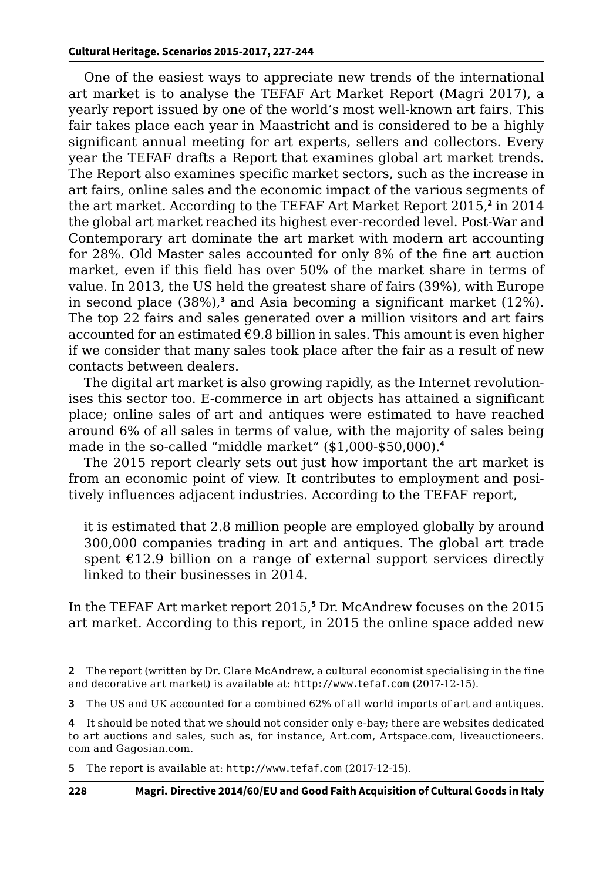One of the easiest ways to appreciate new trends of the international art market is to analyse the TEFAF Art Market Report (Magri 2017), a yearly report issued by one of the world's most well-known art fairs. This fair takes place each year in Maastricht and is considered to be a highly significant annual meeting for art experts, sellers and collectors. Every year the TEFAF drafts a Report that examines global art market trends. The Report also examines specific market sectors, such as the increase in art fairs, online sales and the economic impact of the various segments of the art market. According to the TEFAF Art Market Report 2015,[2] in 2014 the global art market reached its highest ever-recorded level. Post-War and Contemporary art dominate the art market with modern art accounting for 28%. Old Master sales accounted for only 8% of the fine art auction market, even if this field has over 50% of the market share in terms of value. In 2013, the US held the greatest share of fairs (39%), with Europe in second place (38%),[3] and Asia becoming a significant market (12%). The top 22 fairs and sales generated over a million visitors and art fairs accounted for an estimated €9.8 billion in sales. This amount is even higher if we consider that many sales took place after the fair as a result of new contacts between dealers.

The digital art market is also growing rapidly, as the Internet revolutionises this sector too. E-commerce in art objects has attained a significant place; online sales of art and antiques were estimated to have reached around 6% of all sales in terms of value, with the majority of sales being made in the so-called "middle market" ($1,000-$50,000).[4]

The 2015 report clearly sets out just how important the art market is from an economic point of view. It contributes to employment and positively influences adjacent industries. According to the TEFAF report,

> it is estimated that 2.8 million people are employed globally by around 300,000 companies trading in art and antiques. The global art trade spent €12.9 billion on a range of external support services directly linked to their businesses in 2014.

In the TEFAF Art market report 2015,[5] Dr. McAndrew focuses on the 2015 art market. According to this report, in 2015 the online space added new

---

[2] The report (written by Dr. Clare McAndrew, a cultural economist specialising in the fine and decorative art market) is available at: http://www.tefaf.com (2017-12-15).

[3] The US and UK accounted for a combined 62% of all world imports of art and antiques.

[4] It should be noted that we should not consider only e-bay; there are websites dedicated to art auctions and sales, such as, for instance, Art.com, Artspace.com, liveauctioneers.com and Gagosian.com.

[5] The report is available at: http://www.tefaf.com (2017-12-15).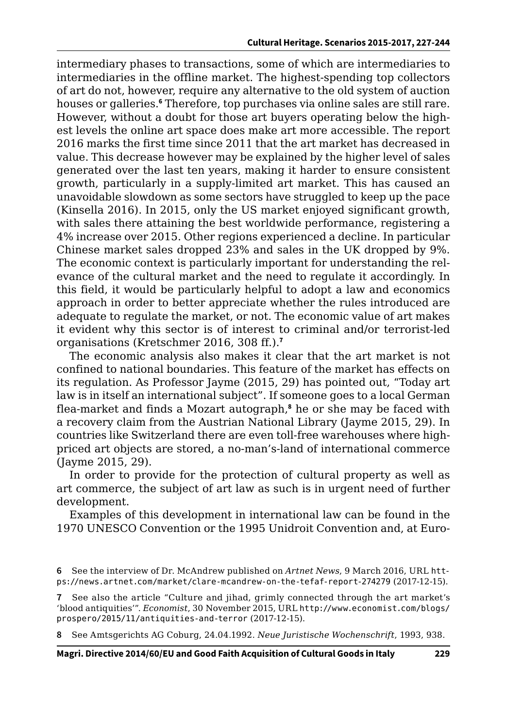intermediary phases to transactions, some of which are intermediaries to intermediaries in the offline market. The highest-spending top collectors of art do not, however, require any alternative to the old system of auction houses or galleries.[6] Therefore, top purchases via online sales are still rare. However, without a doubt for those art buyers operating below the highest levels the online art space does make art more accessible. The report 2016 marks the first time since 2011 that the art market has decreased in value. This decrease however may be explained by the higher level of sales generated over the last ten years, making it harder to ensure consistent growth, particularly in a supply-limited art market. This has caused an unavoidable slowdown as some sectors have struggled to keep up the pace (Kinsella 2016). In 2015, only the US market enjoyed significant growth, with sales there attaining the best worldwide performance, registering a 4% increase over 2015. Other regions experienced a decline. In particular Chinese market sales dropped 23% and sales in the UK dropped by 9%. The economic context is particularly important for understanding the relevance of the cultural market and the need to regulate it accordingly. In this field, it would be particularly helpful to adopt a law and economics approach in order to better appreciate whether the rules introduced are adequate to regulate the market, or not. The economic value of art makes it evident why this sector is of interest to criminal and/or terrorist-led organisations (Kretschmer 2016, 308 ff.).[7]

The economic analysis also makes it clear that the art market is not confined to national boundaries. This feature of the market has effects on its regulation. As Professor Jayme (2015, 29) has pointed out, "Today art law is in itself an international subject". If someone goes to a local German flea-market and finds a Mozart autograph,[8] he or she may be faced with a recovery claim from the Austrian National Library (Jayme 2015, 29). In countries like Switzerland there are even toll-free warehouses where high-priced art objects are stored, a no-man's-land of international commerce (Jayme 2015, 29).

In order to provide for the protection of cultural property as well as art commerce, the subject of art law as such is in urgent need of further development.

Examples of this development in international law can be found in the 1970 UNESCO Convention or the 1995 Unidroit Convention and, at Euro-

---

6 See the interview of Dr. McAndrew published on *Artnet News*, 9 March 2016, URL https://news.artnet.com/market/clare-mcandrew-on-the-tefaf-report-274279 (2017-12-15).

7 See also the article "Culture and jihad, grimly connected through the art market's 'blood antiquities'". *Economist*, 30 November 2015, URL http://www.economist.com/blogs/prospero/2015/11/antiquities-and-terror (2017-12-15).

8 See Amtsgerichts AG Coburg, 24.04.1992. *Neue Juristische Wochenschrift*, 1993, 938.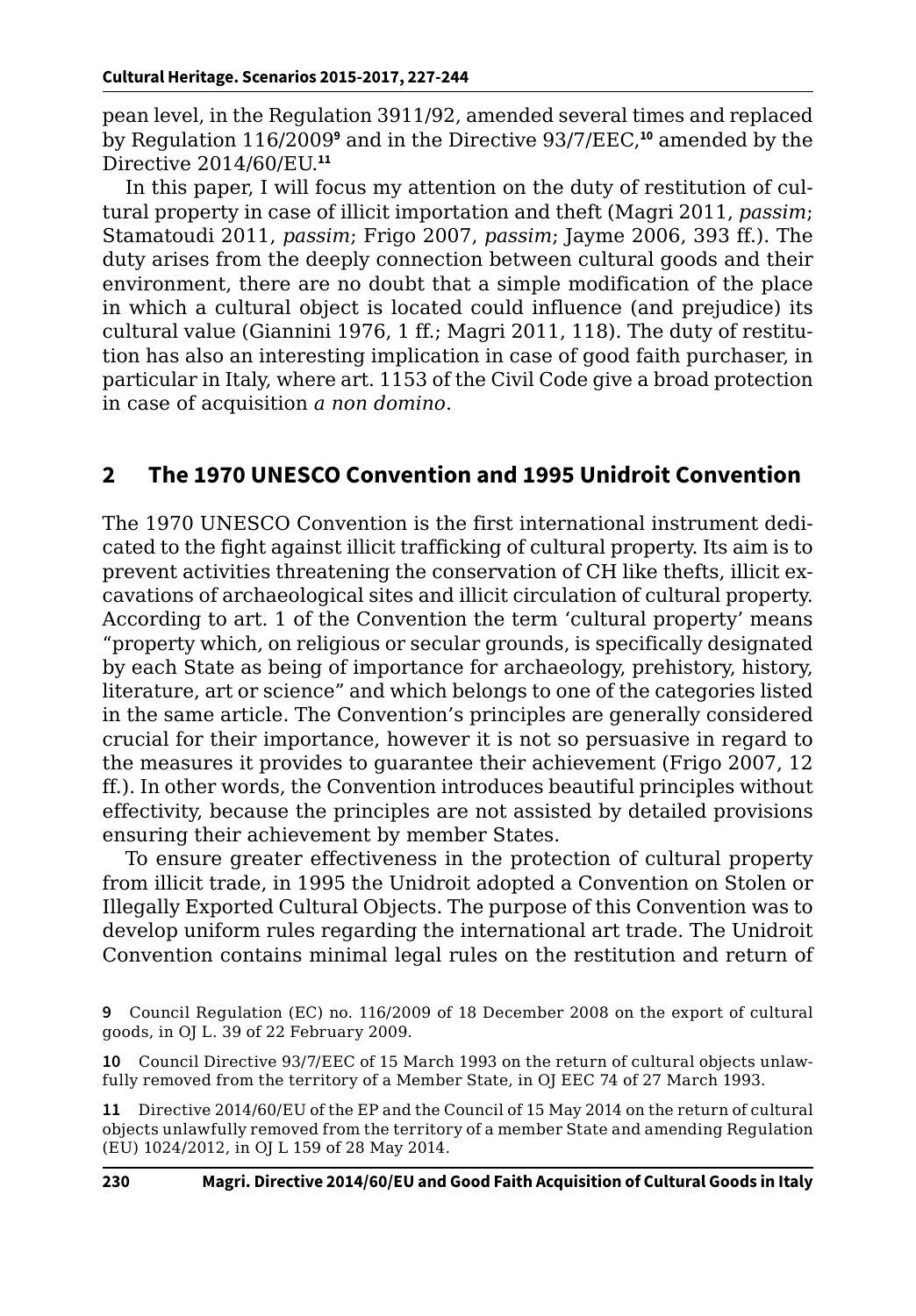pean level, in the Regulation 3911/92, amended several times and replaced by Regulation 116/2009[9] and in the Directive 93/7/EEC,[10] amended by the Directive 2014/60/EU.[11]

In this paper, I will focus my attention on the duty of restitution of cultural property in case of illicit importation and theft (Magri 2011, *passim*; Stamatoudi 2011, *passim*; Frigo 2007, *passim*; Jayme 2006, 393 ff.). The duty arises from the deeply connection between cultural goods and their environment, there are no doubt that a simple modification of the place in which a cultural object is located could influence (and prejudice) its cultural value (Giannini 1976, 1 ff.; Magri 2011, 118). The duty of restitution has also an interesting implication in case of good faith purchaser, in particular in Italy, where art. 1153 of the Civil Code give a broad protection in case of acquisition *a non domino*.

## 2 The 1970 UNESCO Convention and 1995 Unidroit Convention

The 1970 UNESCO Convention is the first international instrument dedicated to the fight against illicit trafficking of cultural property. Its aim is to prevent activities threatening the conservation of CH like thefts, illicit excavations of archaeological sites and illicit circulation of cultural property. According to art. 1 of the Convention the term 'cultural property' means "property which, on religious or secular grounds, is specifically designated by each State as being of importance for archaeology, prehistory, history, literature, art or science" and which belongs to one of the categories listed in the same article. The Convention's principles are generally considered crucial for their importance, however it is not so persuasive in regard to the measures it provides to guarantee their achievement (Frigo 2007, 12 ff.). In other words, the Convention introduces beautiful principles without effectivity, because the principles are not assisted by detailed provisions ensuring their achievement by member States.

To ensure greater effectiveness in the protection of cultural property from illicit trade, in 1995 the Unidroit adopted a Convention on Stolen or Illegally Exported Cultural Objects. The purpose of this Convention was to develop uniform rules regarding the international art trade. The Unidroit Convention contains minimal legal rules on the restitution and return of

---

9 Council Regulation (EC) no. 116/2009 of 18 December 2008 on the export of cultural goods, in OJ L. 39 of 22 February 2009.

10 Council Directive 93/7/EEC of 15 March 1993 on the return of cultural objects unlawfully removed from the territory of a Member State, in OJ EEC 74 of 27 March 1993.

11 Directive 2014/60/EU of the EP and the Council of 15 May 2014 on the return of cultural objects unlawfully removed from the territory of a member State and amending Regulation (EU) 1024/2012, in OJ L 159 of 28 May 2014.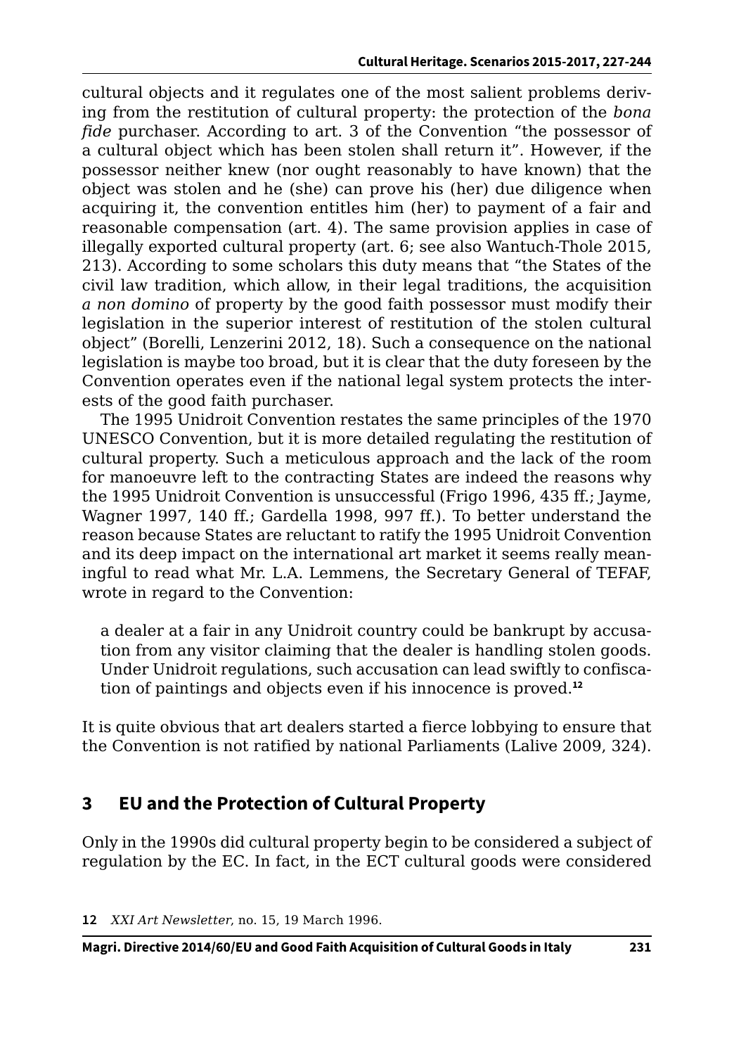cultural objects and it regulates one of the most salient problems deriving from the restitution of cultural property: the protection of the *bona fide* purchaser. According to art. 3 of the Convention "the possessor of a cultural object which has been stolen shall return it". However, if the possessor neither knew (nor ought reasonably to have known) that the object was stolen and he (she) can prove his (her) due diligence when acquiring it, the convention entitles him (her) to payment of a fair and reasonable compensation (art. 4). The same provision applies in case of illegally exported cultural property (art. 6; see also Wantuch-Thole 2015, 213). According to some scholars this duty means that "the States of the civil law tradition, which allow, in their legal traditions, the acquisition *a non domino* of property by the good faith possessor must modify their legislation in the superior interest of restitution of the stolen cultural object" (Borelli, Lenzerini 2012, 18). Such a consequence on the national legislation is maybe too broad, but it is clear that the duty foreseen by the Convention operates even if the national legal system protects the interests of the good faith purchaser.

The 1995 Unidroit Convention restates the same principles of the 1970 UNESCO Convention, but it is more detailed regulating the restitution of cultural property. Such a meticulous approach and the lack of the room for manoeuvre left to the contracting States are indeed the reasons why the 1995 Unidroit Convention is unsuccessful (Frigo 1996, 435 ff.; Jayme, Wagner 1997, 140 ff.; Gardella 1998, 997 ff.). To better understand the reason because States are reluctant to ratify the 1995 Unidroit Convention and its deep impact on the international art market it seems really meaningful to read what Mr. L.A. Lemmens, the Secretary General of TEFAF, wrote in regard to the Convention:

> a dealer at a fair in any Unidroit country could be bankrupt by accusation from any visitor claiming that the dealer is handling stolen goods. Under Unidroit regulations, such accusation can lead swiftly to confiscation of paintings and objects even if his innocence is proved.[12]

It is quite obvious that art dealers started a fierce lobbying to ensure that the Convention is not ratified by national Parliaments (Lalive 2009, 324).

## 3 EU and the Protection of Cultural Property

Only in the 1990s did cultural property begin to be considered a subject of regulation by the EC. In fact, in the ECT cultural goods were considered

12 *XXI Art Newsletter*, no. 15, 19 March 1996.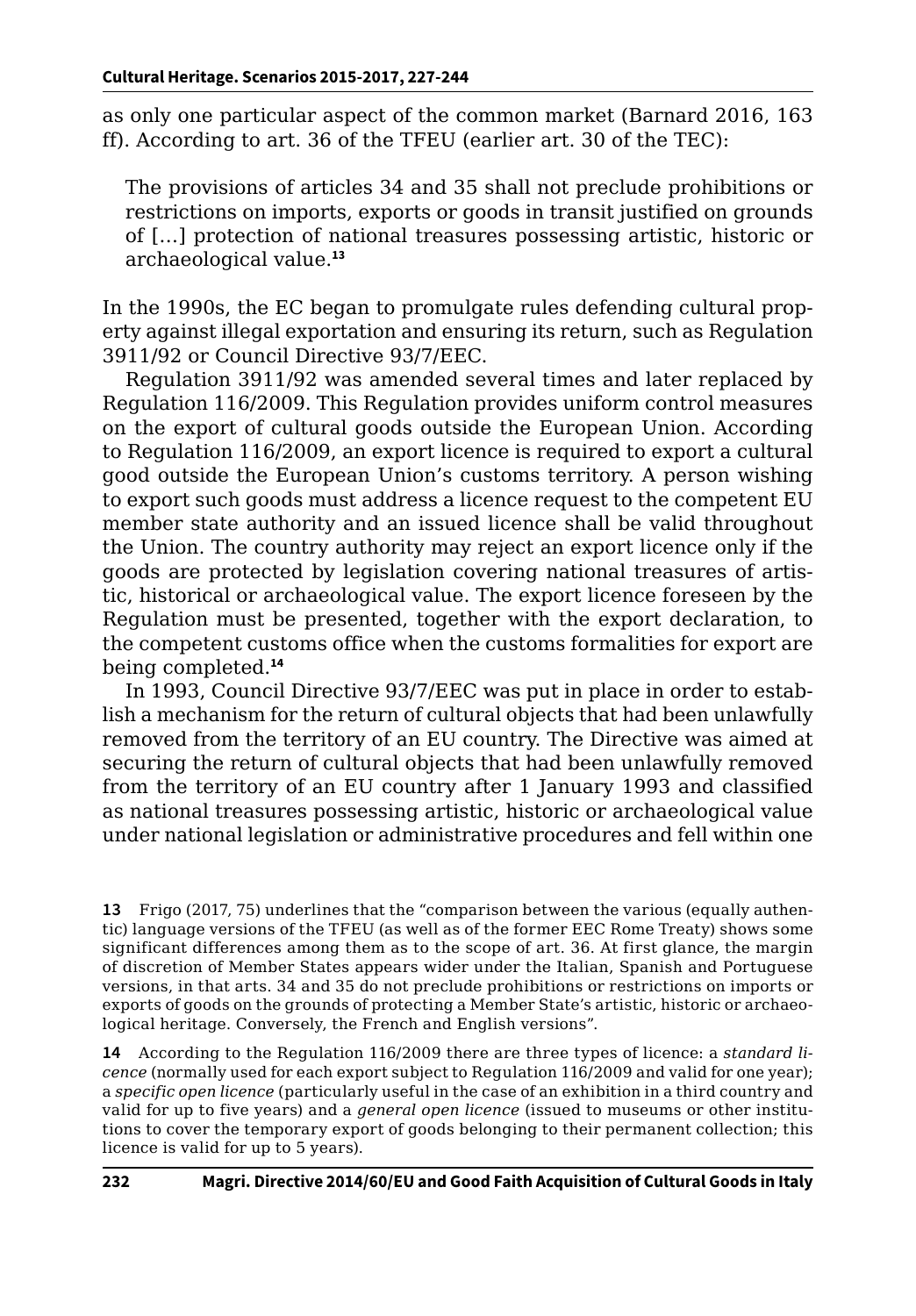as only one particular aspect of the common market (Barnard 2016, 163 ff). According to art. 36 of the TFEU (earlier art. 30 of the TEC):

> The provisions of articles 34 and 35 shall not preclude prohibitions or restrictions on imports, exports or goods in transit justified on grounds of […] protection of national treasures possessing artistic, historic or archaeological value.[13]

In the 1990s, the EC began to promulgate rules defending cultural property against illegal exportation and ensuring its return, such as Regulation 3911/92 or Council Directive 93/7/EEC.

Regulation 3911/92 was amended several times and later replaced by Regulation 116/2009. This Regulation provides uniform control measures on the export of cultural goods outside the European Union. According to Regulation 116/2009, an export licence is required to export a cultural good outside the European Union's customs territory. A person wishing to export such goods must address a licence request to the competent EU member state authority and an issued licence shall be valid throughout the Union. The country authority may reject an export licence only if the goods are protected by legislation covering national treasures of artistic, historical or archaeological value. The export licence foreseen by the Regulation must be presented, together with the export declaration, to the competent customs office when the customs formalities for export are being completed.[14]

In 1993, Council Directive 93/7/EEC was put in place in order to establish a mechanism for the return of cultural objects that had been unlawfully removed from the territory of an EU country. The Directive was aimed at securing the return of cultural objects that had been unlawfully removed from the territory of an EU country after 1 January 1993 and classified as national treasures possessing artistic, historic or archaeological value under national legislation or administrative procedures and fell within one

---

**13** Frigo (2017, 75) underlines that the "comparison between the various (equally authentic) language versions of the TFEU (as well as of the former EEC Rome Treaty) shows some significant differences among them as to the scope of art. 36. At first glance, the margin of discretion of Member States appears wider under the Italian, Spanish and Portuguese versions, in that arts. 34 and 35 do not preclude prohibitions or restrictions on imports or exports of goods on the grounds of protecting a Member State's artistic, historic or archaeological heritage. Conversely, the French and English versions".

**14** According to the Regulation 116/2009 there are three types of licence: a *standard licence* (normally used for each export subject to Regulation 116/2009 and valid for one year); a *specific open licence* (particularly useful in the case of an exhibition in a third country and valid for up to five years) and a *general open licence* (issued to museums or other institutions to cover the temporary export of goods belonging to their permanent collection; this licence is valid for up to 5 years).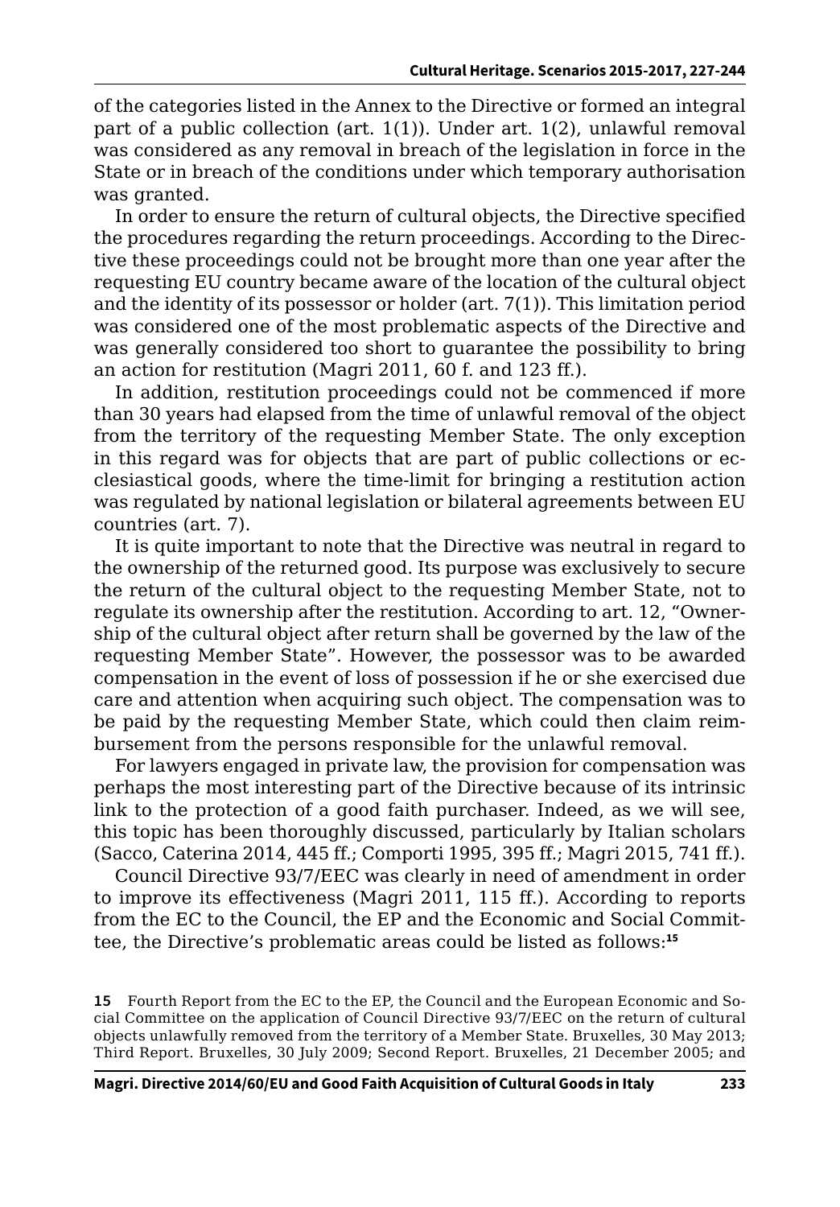of the categories listed in the Annex to the Directive or formed an integral part of a public collection (art. 1(1)). Under art. 1(2), unlawful removal was considered as any removal in breach of the legislation in force in the State or in breach of the conditions under which temporary authorisation was granted.

In order to ensure the return of cultural objects, the Directive specified the procedures regarding the return proceedings. According to the Directive these proceedings could not be brought more than one year after the requesting EU country became aware of the location of the cultural object and the identity of its possessor or holder (art. 7(1)). This limitation period was considered one of the most problematic aspects of the Directive and was generally considered too short to guarantee the possibility to bring an action for restitution (Magri 2011, 60 f. and 123 ff.).

In addition, restitution proceedings could not be commenced if more than 30 years had elapsed from the time of unlawful removal of the object from the territory of the requesting Member State. The only exception in this regard was for objects that are part of public collections or ecclesiastical goods, where the time-limit for bringing a restitution action was regulated by national legislation or bilateral agreements between EU countries (art. 7).

It is quite important to note that the Directive was neutral in regard to the ownership of the returned good. Its purpose was exclusively to secure the return of the cultural object to the requesting Member State, not to regulate its ownership after the restitution. According to art. 12, "Ownership of the cultural object after return shall be governed by the law of the requesting Member State". However, the possessor was to be awarded compensation in the event of loss of possession if he or she exercised due care and attention when acquiring such object. The compensation was to be paid by the requesting Member State, which could then claim reimbursement from the persons responsible for the unlawful removal.

For lawyers engaged in private law, the provision for compensation was perhaps the most interesting part of the Directive because of its intrinsic link to the protection of a good faith purchaser. Indeed, as we will see, this topic has been thoroughly discussed, particularly by Italian scholars (Sacco, Caterina 2014, 445 ff.; Comporti 1995, 395 ff.; Magri 2015, 741 ff.).

Council Directive 93/7/EEC was clearly in need of amendment in order to improve its effectiveness (Magri 2011, 115 ff.). According to reports from the EC to the Council, the EP and the Economic and Social Committee, the Directive's problematic areas could be listed as follows:[15]

[15] Fourth Report from the EC to the EP, the Council and the European Economic and Social Committee on the application of Council Directive 93/7/EEC on the return of cultural objects unlawfully removed from the territory of a Member State. Bruxelles, 30 May 2013; Third Report. Bruxelles, 30 July 2009; Second Report. Bruxelles, 21 December 2005; and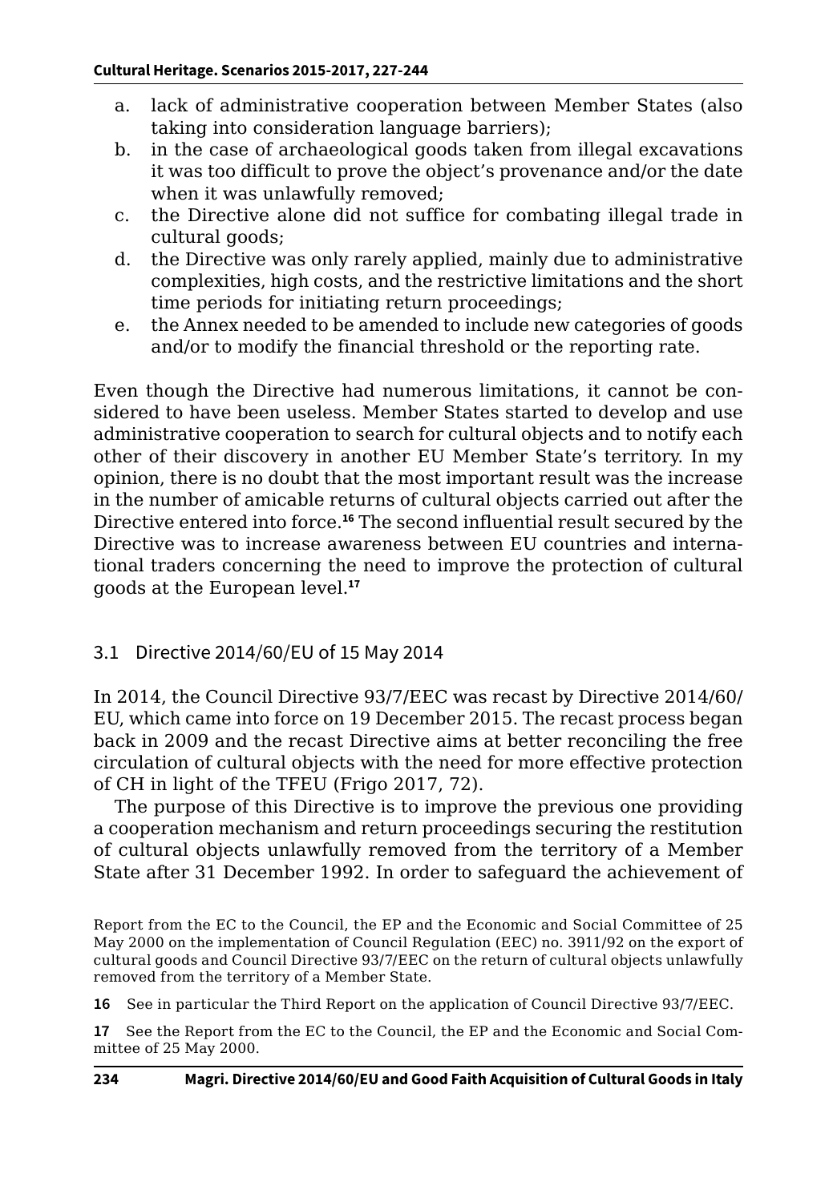a. lack of administrative cooperation between Member States (also taking into consideration language barriers);
b. in the case of archaeological goods taken from illegal excavations it was too difficult to prove the object's provenance and/or the date when it was unlawfully removed;
c. the Directive alone did not suffice for combating illegal trade in cultural goods;
d. the Directive was only rarely applied, mainly due to administrative complexities, high costs, and the restrictive limitations and the short time periods for initiating return proceedings;
e. the Annex needed to be amended to include new categories of goods and/or to modify the financial threshold or the reporting rate.

Even though the Directive had numerous limitations, it cannot be considered to have been useless. Member States started to develop and use administrative cooperation to search for cultural objects and to notify each other of their discovery in another EU Member State's territory. In my opinion, there is no doubt that the most important result was the increase in the number of amicable returns of cultural objects carried out after the Directive entered into force.[16] The second influential result secured by the Directive was to increase awareness between EU countries and international traders concerning the need to improve the protection of cultural goods at the European level.[17]

### 3.1 Directive 2014/60/EU of 15 May 2014

In 2014, the Council Directive 93/7/EEC was recast by Directive 2014/60/EU, which came into force on 19 December 2015. The recast process began back in 2009 and the recast Directive aims at better reconciling the free circulation of cultural objects with the need for more effective protection of CH in light of the TFEU (Frigo 2017, 72).

The purpose of this Directive is to improve the previous one providing a cooperation mechanism and return proceedings securing the restitution of cultural objects unlawfully removed from the territory of a Member State after 31 December 1992. In order to safeguard the achievement of

Report from the EC to the Council, the EP and the Economic and Social Committee of 25 May 2000 on the implementation of Council Regulation (EEC) no. 3911/92 on the export of cultural goods and Council Directive 93/7/EEC on the return of cultural objects unlawfully removed from the territory of a Member State.

**16** See in particular the Third Report on the application of Council Directive 93/7/EEC.

**17** See the Report from the EC to the Council, the EP and the Economic and Social Committee of 25 May 2000.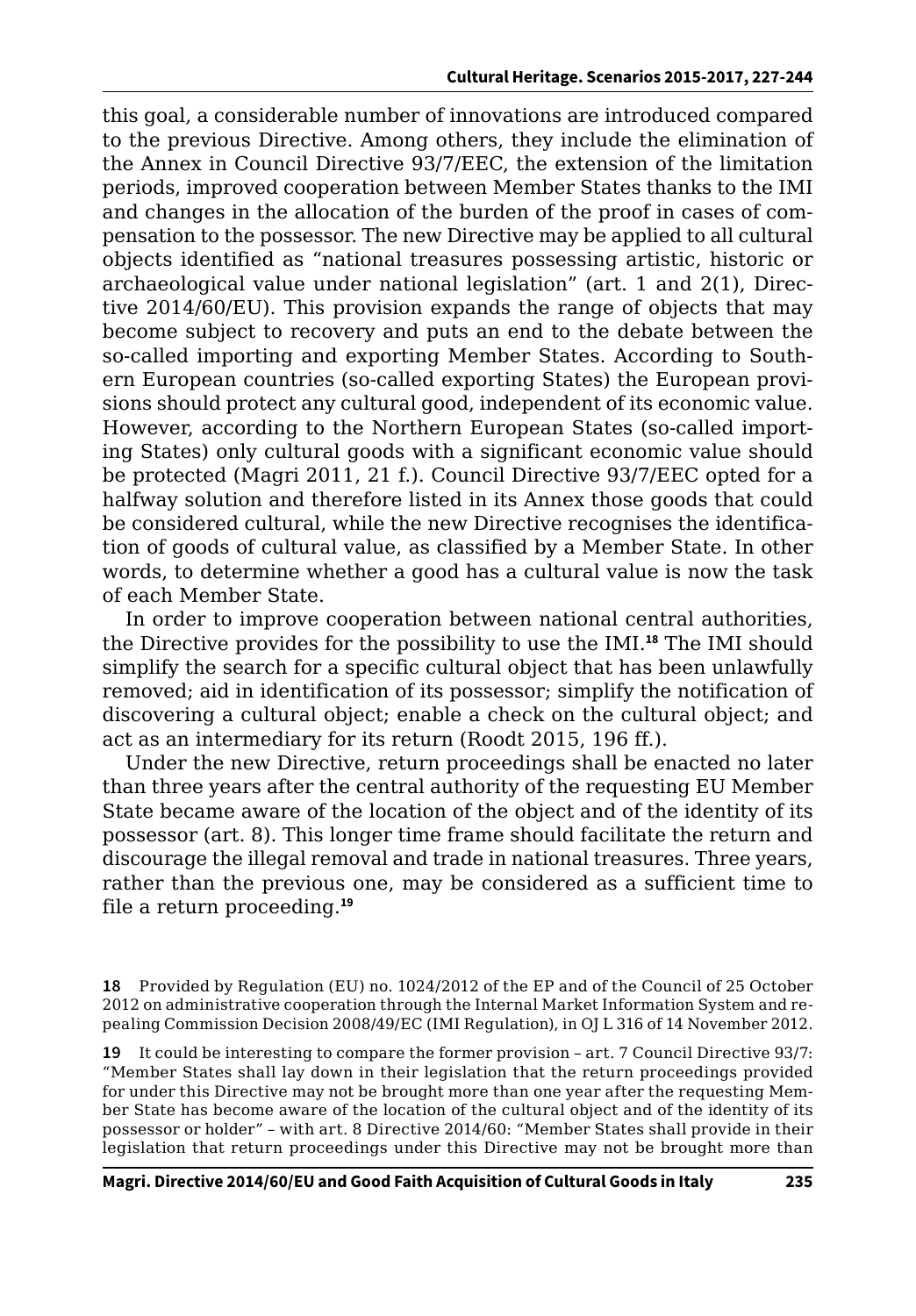this goal, a considerable number of innovations are introduced compared to the previous Directive. Among others, they include the elimination of the Annex in Council Directive 93/7/EEC, the extension of the limitation periods, improved cooperation between Member States thanks to the IMI and changes in the allocation of the burden of the proof in cases of compensation to the possessor. The new Directive may be applied to all cultural objects identified as "national treasures possessing artistic, historic or archaeological value under national legislation" (art. 1 and 2(1), Directive 2014/60/EU). This provision expands the range of objects that may become subject to recovery and puts an end to the debate between the so-called importing and exporting Member States. According to Southern European countries (so-called exporting States) the European provisions should protect any cultural good, independent of its economic value. However, according to the Northern European States (so-called importing States) only cultural goods with a significant economic value should be protected (Magri 2011, 21 f.). Council Directive 93/7/EEC opted for a halfway solution and therefore listed in its Annex those goods that could be considered cultural, while the new Directive recognises the identification of goods of cultural value, as classified by a Member State. In other words, to determine whether a good has a cultural value is now the task of each Member State.

In order to improve cooperation between national central authorities, the Directive provides for the possibility to use the IMI.[18] The IMI should simplify the search for a specific cultural object that has been unlawfully removed; aid in identification of its possessor; simplify the notification of discovering a cultural object; enable a check on the cultural object; and act as an intermediary for its return (Roodt 2015, 196 ff.).

Under the new Directive, return proceedings shall be enacted no later than three years after the central authority of the requesting EU Member State became aware of the location of the object and of the identity of its possessor (art. 8). This longer time frame should facilitate the return and discourage the illegal removal and trade in national treasures. Three years, rather than the previous one, may be considered as a sufficient time to file a return proceeding.[19]

---

**18** Provided by Regulation (EU) no. 1024/2012 of the EP and of the Council of 25 October 2012 on administrative cooperation through the Internal Market Information System and repealing Commission Decision 2008/49/EC (IMI Regulation), in OJ L 316 of 14 November 2012.

**19** It could be interesting to compare the former provision – art. 7 Council Directive 93/7: "Member States shall lay down in their legislation that the return proceedings provided for under this Directive may not be brought more than one year after the requesting Member State has become aware of the location of the cultural object and of the identity of its possessor or holder" – with art. 8 Directive 2014/60: "Member States shall provide in their legislation that return proceedings under this Directive may not be brought more than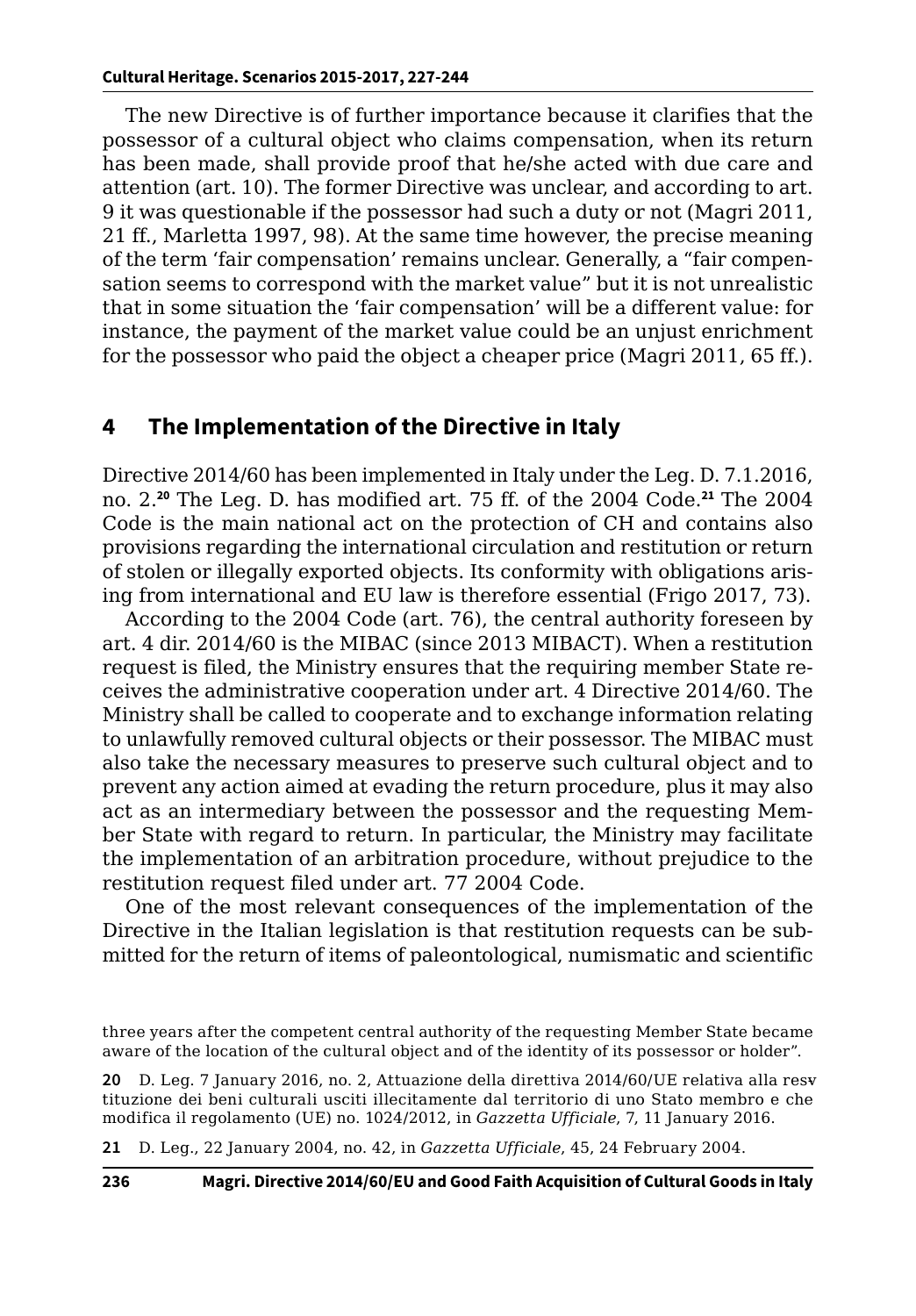The new Directive is of further importance because it clarifies that the possessor of a cultural object who claims compensation, when its return has been made, shall provide proof that he/she acted with due care and attention (art. 10). The former Directive was unclear, and according to art. 9 it was questionable if the possessor had such a duty or not (Magri 2011, 21 ff., Marletta 1997, 98). At the same time however, the precise meaning of the term 'fair compensation' remains unclear. Generally, a "fair compensation seems to correspond with the market value" but it is not unrealistic that in some situation the 'fair compensation' will be a different value: for instance, the payment of the market value could be an unjust enrichment for the possessor who paid the object a cheaper price (Magri 2011, 65 ff.).

## 4 The Implementation of the Directive in Italy

Directive 2014/60 has been implemented in Italy under the Leg. D. 7.1.2016, no. 2.[20] The Leg. D. has modified art. 75 ff. of the 2004 Code.[21] The 2004 Code is the main national act on the protection of CH and contains also provisions regarding the international circulation and restitution or return of stolen or illegally exported objects. Its conformity with obligations arising from international and EU law is therefore essential (Frigo 2017, 73).

According to the 2004 Code (art. 76), the central authority foreseen by art. 4 dir. 2014/60 is the MIBAC (since 2013 MIBACT). When a restitution request is filed, the Ministry ensures that the requiring member State receives the administrative cooperation under art. 4 Directive 2014/60. The Ministry shall be called to cooperate and to exchange information relating to unlawfully removed cultural objects or their possessor. The MIBAC must also take the necessary measures to preserve such cultural object and to prevent any action aimed at evading the return procedure, plus it may also act as an intermediary between the possessor and the requesting Member State with regard to return. In particular, the Ministry may facilitate the implementation of an arbitration procedure, without prejudice to the restitution request filed under art. 77 2004 Code.

One of the most relevant consequences of the implementation of the Directive in the Italian legislation is that restitution requests can be submitted for the return of items of paleontological, numismatic and scientific

three years after the competent central authority of the requesting Member State became aware of the location of the cultural object and of the identity of its possessor or holder".

20 D. Leg. 7 January 2016, no. 2, Attuazione della direttiva 2014/60/UE relativa alla resv tituzione dei beni culturali usciti illecitamente dal territorio di uno Stato membro e che modifica il regolamento (UE) no. 1024/2012, in *Gazzetta Ufficiale*, 7, 11 January 2016.

21 D. Leg., 22 January 2004, no. 42, in *Gazzetta Ufficiale*, 45, 24 February 2004.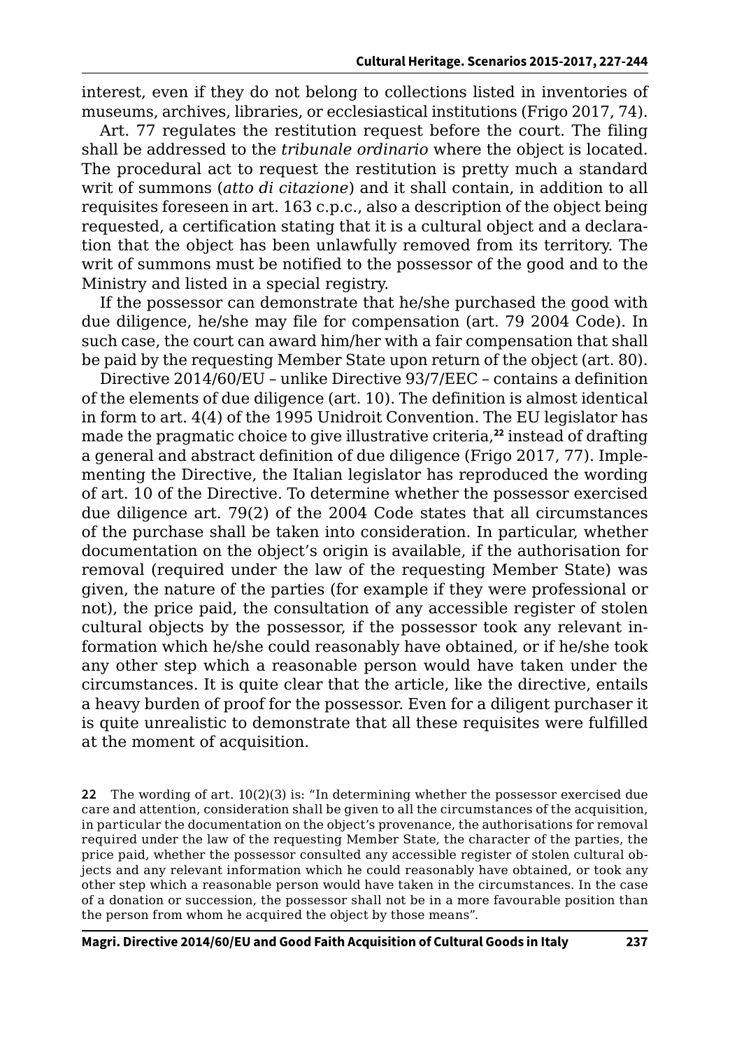interest, even if they do not belong to collections listed in inventories of museums, archives, libraries, or ecclesiastical institutions (Frigo 2017, 74).

Art. 77 regulates the restitution request before the court. The filing shall be addressed to the *tribunale ordinario* where the object is located. The procedural act to request the restitution is pretty much a standard writ of summons (*atto di citazione*) and it shall contain, in addition to all requisites foreseen in art. 163 c.p.c., also a description of the object being requested, a certification stating that it is a cultural object and a declaration that the object has been unlawfully removed from its territory. The writ of summons must be notified to the possessor of the good and to the Ministry and listed in a special registry.

If the possessor can demonstrate that he/she purchased the good with due diligence, he/she may file for compensation (art. 79 2004 Code). In such case, the court can award him/her with a fair compensation that shall be paid by the requesting Member State upon return of the object (art. 80).

Directive 2014/60/EU – unlike Directive 93/7/EEC – contains a definition of the elements of due diligence (art. 10). The definition is almost identical in form to art. 4(4) of the 1995 Unidroit Convention. The EU legislator has made the pragmatic choice to give illustrative criteria,[22] instead of drafting a general and abstract definition of due diligence (Frigo 2017, 77). Implementing the Directive, the Italian legislator has reproduced the wording of art. 10 of the Directive. To determine whether the possessor exercised due diligence art. 79(2) of the 2004 Code states that all circumstances of the purchase shall be taken into consideration. In particular, whether documentation on the object's origin is available, if the authorisation for removal (required under the law of the requesting Member State) was given, the nature of the parties (for example if they were professional or not), the price paid, the consultation of any accessible register of stolen cultural objects by the possessor, if the possessor took any relevant information which he/she could reasonably have obtained, or if he/she took any other step which a reasonable person would have taken under the circumstances. It is quite clear that the article, like the directive, entails a heavy burden of proof for the possessor. Even for a diligent purchaser it is quite unrealistic to demonstrate that all these requisites were fulfilled at the moment of acquisition.

**22** The wording of art. 10(2)(3) is: "In determining whether the possessor exercised due care and attention, consideration shall be given to all the circumstances of the acquisition, in particular the documentation on the object's provenance, the authorisations for removal required under the law of the requesting Member State, the character of the parties, the price paid, whether the possessor consulted any accessible register of stolen cultural objects and any relevant information which he could reasonably have obtained, or took any other step which a reasonable person would have taken in the circumstances. In the case of a donation or succession, the possessor shall not be in a more favourable position than the person from whom he acquired the object by those means".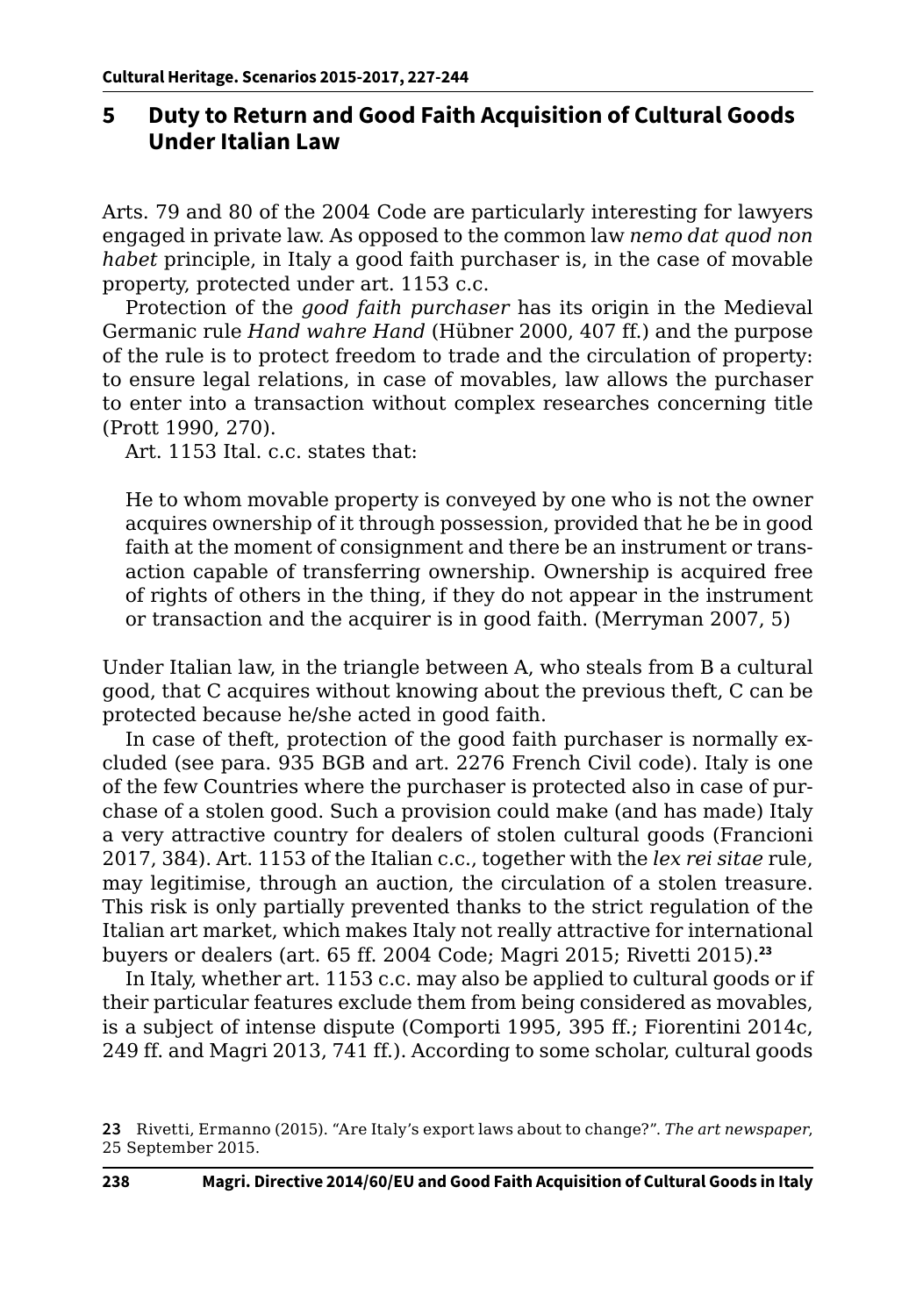## 5 Duty to Return and Good Faith Acquisition of Cultural Goods Under Italian Law

Arts. 79 and 80 of the 2004 Code are particularly interesting for lawyers engaged in private law. As opposed to the common law *nemo dat quod non habet* principle, in Italy a good faith purchaser is, in the case of movable property, protected under art. 1153 c.c.

Protection of the *good faith purchaser* has its origin in the Medieval Germanic rule *Hand wahre Hand* (Hübner 2000, 407 ff.) and the purpose of the rule is to protect freedom to trade and the circulation of property: to ensure legal relations, in case of movables, law allows the purchaser to enter into a transaction without complex researches concerning title (Prott 1990, 270).

Art. 1153 Ital. c.c. states that:

> He to whom movable property is conveyed by one who is not the owner acquires ownership of it through possession, provided that he be in good faith at the moment of consignment and there be an instrument or transaction capable of transferring ownership. Ownership is acquired free of rights of others in the thing, if they do not appear in the instrument or transaction and the acquirer is in good faith. (Merryman 2007, 5)

Under Italian law, in the triangle between A, who steals from B a cultural good, that C acquires without knowing about the previous theft, C can be protected because he/she acted in good faith.

In case of theft, protection of the good faith purchaser is normally excluded (see para. 935 BGB and art. 2276 French Civil code). Italy is one of the few Countries where the purchaser is protected also in case of purchase of a stolen good. Such a provision could make (and has made) Italy a very attractive country for dealers of stolen cultural goods (Francioni 2017, 384). Art. 1153 of the Italian c.c., together with the *lex rei sitae* rule, may legitimise, through an auction, the circulation of a stolen treasure. This risk is only partially prevented thanks to the strict regulation of the Italian art market, which makes Italy not really attractive for international buyers or dealers (art. 65 ff. 2004 Code; Magri 2015; Rivetti 2015).[23]

In Italy, whether art. 1153 c.c. may also be applied to cultural goods or if their particular features exclude them from being considered as movables, is a subject of intense dispute (Comporti 1995, 395 ff.; Fiorentini 2014c, 249 ff. and Magri 2013, 741 ff.). According to some scholar, cultural goods

[23] Rivetti, Ermanno (2015). "Are Italy's export laws about to change?". *The art newspaper*, 25 September 2015.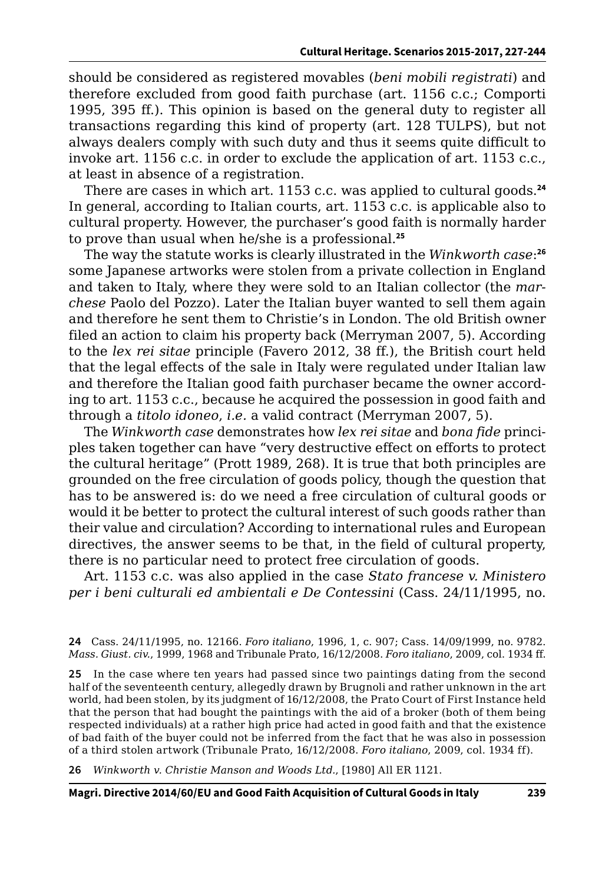should be considered as registered movables (*beni mobili registrati*) and therefore excluded from good faith purchase (art. 1156 c.c.; Comporti 1995, 395 ff.). This opinion is based on the general duty to register all transactions regarding this kind of property (art. 128 TULPS), but not always dealers comply with such duty and thus it seems quite difficult to invoke art. 1156 c.c. in order to exclude the application of art. 1153 c.c., at least in absence of a registration.

There are cases in which art. 1153 c.c. was applied to cultural goods.[24] In general, according to Italian courts, art. 1153 c.c. is applicable also to cultural property. However, the purchaser's good faith is normally harder to prove than usual when he/she is a professional.[25]

The way the statute works is clearly illustrated in the *Winkworth case*:[26] some Japanese artworks were stolen from a private collection in England and taken to Italy, where they were sold to an Italian collector (the *marchese* Paolo del Pozzo). Later the Italian buyer wanted to sell them again and therefore he sent them to Christie's in London. The old British owner filed an action to claim his property back (Merryman 2007, 5). According to the *lex rei sitae* principle (Favero 2012, 38 ff.), the British court held that the legal effects of the sale in Italy were regulated under Italian law and therefore the Italian good faith purchaser became the owner according to art. 1153 c.c., because he acquired the possession in good faith and through a *titolo idoneo*, *i.e.* a valid contract (Merryman 2007, 5).

The *Winkworth case* demonstrates how *lex rei sitae* and *bona fide* principles taken together can have "very destructive effect on efforts to protect the cultural heritage" (Prott 1989, 268). It is true that both principles are grounded on the free circulation of goods policy, though the question that has to be answered is: do we need a free circulation of cultural goods or would it be better to protect the cultural interest of such goods rather than their value and circulation? According to international rules and European directives, the answer seems to be that, in the field of cultural property, there is no particular need to protect free circulation of goods.

Art. 1153 c.c. was also applied in the case *Stato francese v. Ministero per i beni culturali ed ambientali e De Contessini* (Cass. 24/11/1995, no.

---

24 Cass. 24/11/1995, no. 12166. *Foro italiano*, 1996, 1, c. 907; Cass. 14/09/1999, no. 9782. *Mass. Giust. civ.*, 1999, 1968 and Tribunale Prato, 16/12/2008. *Foro italiano*, 2009, col. 1934 ff.

25 In the case where ten years had passed since two paintings dating from the second half of the seventeenth century, allegedly drawn by Brugnoli and rather unknown in the art world, had been stolen, by its judgment of 16/12/2008, the Prato Court of First Instance held that the person that had bought the paintings with the aid of a broker (both of them being respected individuals) at a rather high price had acted in good faith and that the existence of bad faith of the buyer could not be inferred from the fact that he was also in possession of a third stolen artwork (Tribunale Prato, 16/12/2008. *Foro italiano*, 2009, col. 1934 ff).

26 *Winkworth v. Christie Manson and Woods Ltd.*, [1980] All ER 1121.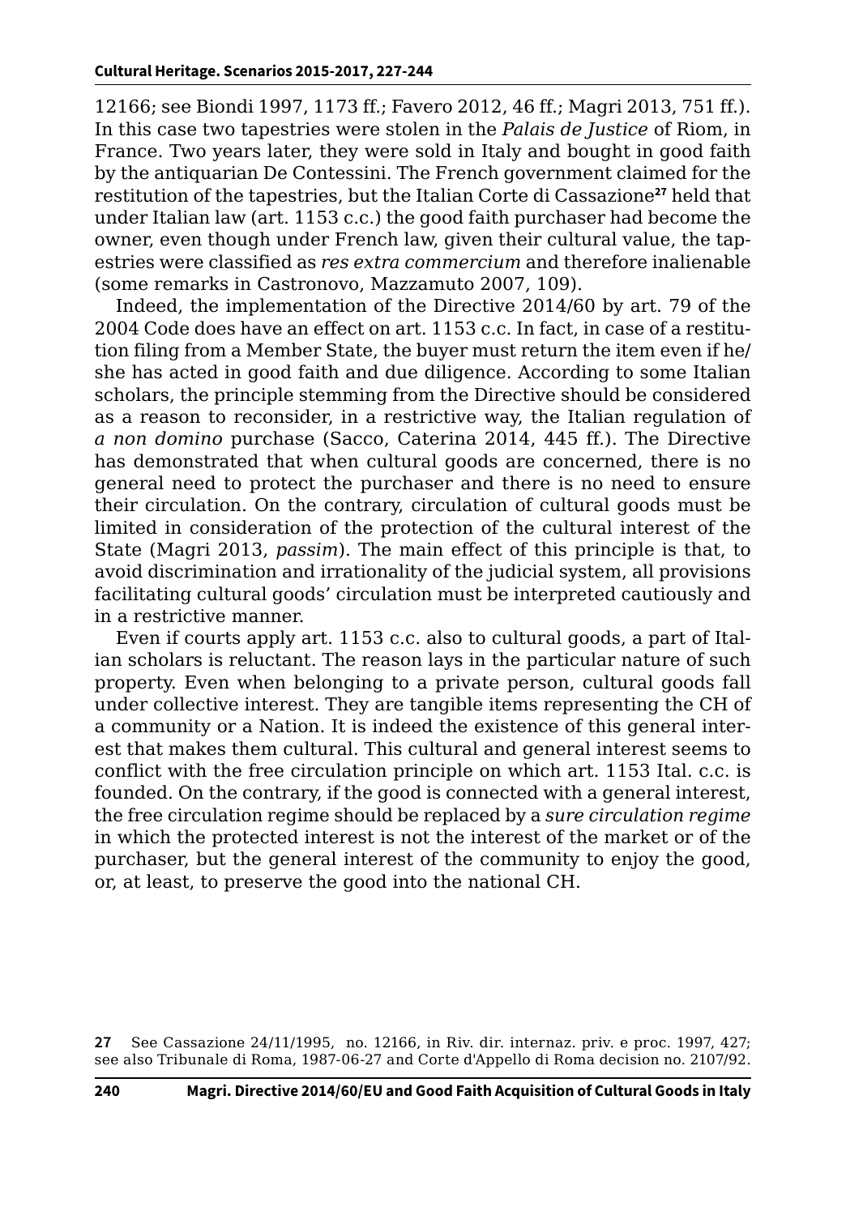12166; see Biondi 1997, 1173 ff.; Favero 2012, 46 ff.; Magri 2013, 751 ff.). In this case two tapestries were stolen in the *Palais de Justice* of Riom, in France. Two years later, they were sold in Italy and bought in good faith by the antiquarian De Contessini. The French government claimed for the restitution of the tapestries, but the Italian Corte di Cassazione[27] held that under Italian law (art. 1153 c.c.) the good faith purchaser had become the owner, even though under French law, given their cultural value, the tapestries were classified as *res extra commercium* and therefore inalienable (some remarks in Castronovo, Mazzamuto 2007, 109).

Indeed, the implementation of the Directive 2014/60 by art. 79 of the 2004 Code does have an effect on art. 1153 c.c. In fact, in case of a restitution filing from a Member State, the buyer must return the item even if he/she has acted in good faith and due diligence. According to some Italian scholars, the principle stemming from the Directive should be considered as a reason to reconsider, in a restrictive way, the Italian regulation of *a non domino* purchase (Sacco, Caterina 2014, 445 ff.). The Directive has demonstrated that when cultural goods are concerned, there is no general need to protect the purchaser and there is no need to ensure their circulation. On the contrary, circulation of cultural goods must be limited in consideration of the protection of the cultural interest of the State (Magri 2013, *passim*). The main effect of this principle is that, to avoid discrimination and irrationality of the judicial system, all provisions facilitating cultural goods' circulation must be interpreted cautiously and in a restrictive manner.

Even if courts apply art. 1153 c.c. also to cultural goods, a part of Italian scholars is reluctant. The reason lays in the particular nature of such property. Even when belonging to a private person, cultural goods fall under collective interest. They are tangible items representing the CH of a community or a Nation. It is indeed the existence of this general interest that makes them cultural. This cultural and general interest seems to conflict with the free circulation principle on which art. 1153 Ital. c.c. is founded. On the contrary, if the good is connected with a general interest, the free circulation regime should be replaced by a *sure circulation regime* in which the protected interest is not the interest of the market or of the purchaser, but the general interest of the community to enjoy the good, or, at least, to preserve the good into the national CH.

27 See Cassazione 24/11/1995, no. 12166, in Riv. dir. internaz. priv. e proc. 1997, 427; see also Tribunale di Roma, 1987-06-27 and Corte d'Appello di Roma decision no. 2107/92.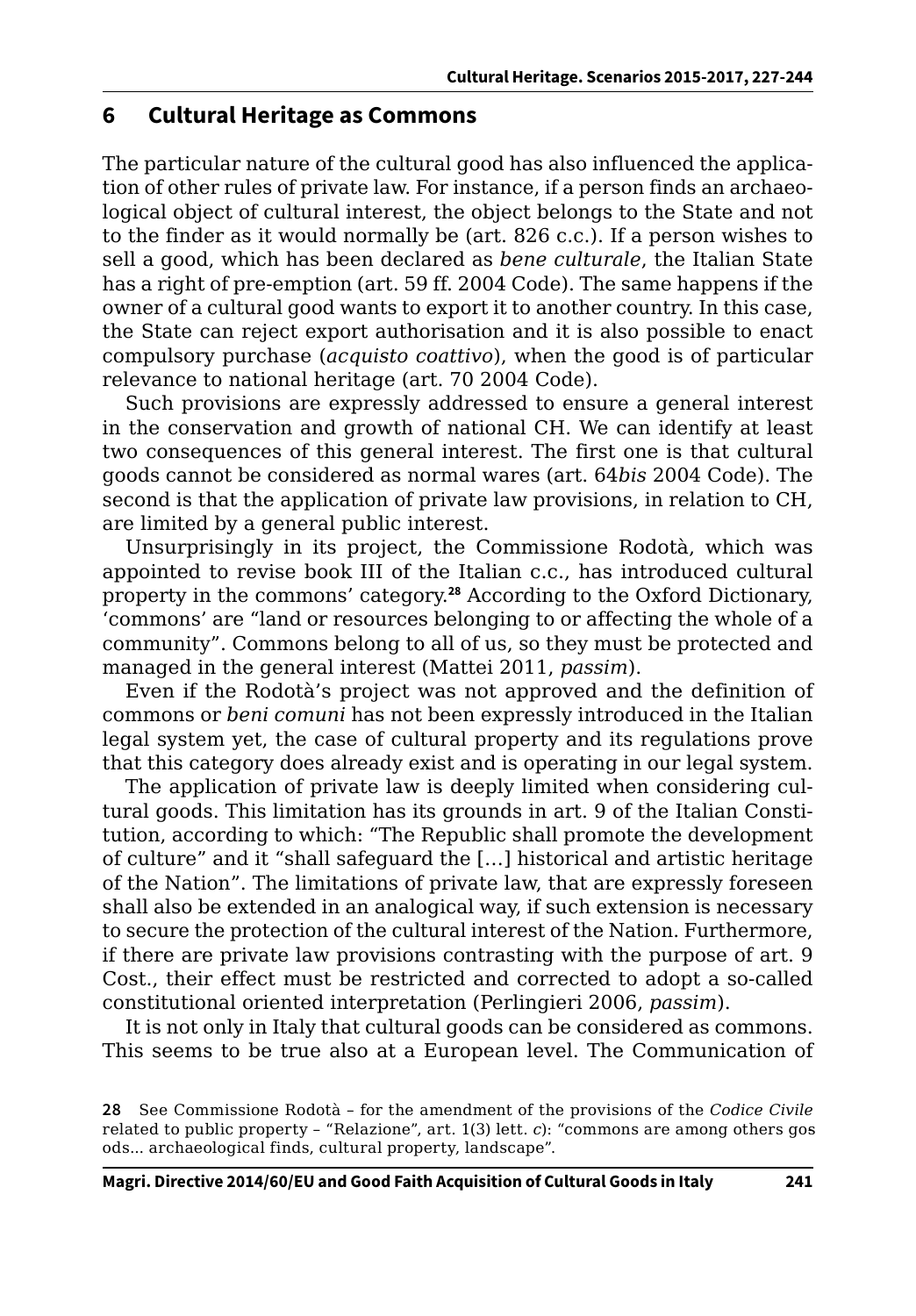## 6 Cultural Heritage as Commons

The particular nature of the cultural good has also influenced the application of other rules of private law. For instance, if a person finds an archaeological object of cultural interest, the object belongs to the State and not to the finder as it would normally be (art. 826 c.c.). If a person wishes to sell a good, which has been declared as *bene culturale*, the Italian State has a right of pre-emption (art. 59 ff. 2004 Code). The same happens if the owner of a cultural good wants to export it to another country. In this case, the State can reject export authorisation and it is also possible to enact compulsory purchase (*acquisto coattivo*), when the good is of particular relevance to national heritage (art. 70 2004 Code).

Such provisions are expressly addressed to ensure a general interest in the conservation and growth of national CH. We can identify at least two consequences of this general interest. The first one is that cultural goods cannot be considered as normal wares (art. 64*bis* 2004 Code). The second is that the application of private law provisions, in relation to CH, are limited by a general public interest.

Unsurprisingly in its project, the Commissione Rodotà, which was appointed to revise book III of the Italian c.c., has introduced cultural property in the commons' category.[28] According to the Oxford Dictionary, 'commons' are "land or resources belonging to or affecting the whole of a community". Commons belong to all of us, so they must be protected and managed in the general interest (Mattei 2011, *passim*).

Even if the Rodotà's project was not approved and the definition of commons or *beni comuni* has not been expressly introduced in the Italian legal system yet, the case of cultural property and its regulations prove that this category does already exist and is operating in our legal system.

The application of private law is deeply limited when considering cultural goods. This limitation has its grounds in art. 9 of the Italian Constitution, according to which: "The Republic shall promote the development of culture" and it "shall safeguard the […] historical and artistic heritage of the Nation". The limitations of private law, that are expressly foreseen shall also be extended in an analogical way, if such extension is necessary to secure the protection of the cultural interest of the Nation. Furthermore, if there are private law provisions contrasting with the purpose of art. 9 Cost., their effect must be restricted and corrected to adopt a so-called constitutional oriented interpretation (Perlingieri 2006, *passim*).

It is not only in Italy that cultural goods can be considered as commons. This seems to be true also at a European level. The Communication of

28 See Commissione Rodotà – for the amendment of the provisions of the *Codice Civile* related to public property – "Relazione", art. 1(3) lett. *c*): "commons are among others gos ods... archaeological finds, cultural property, landscape".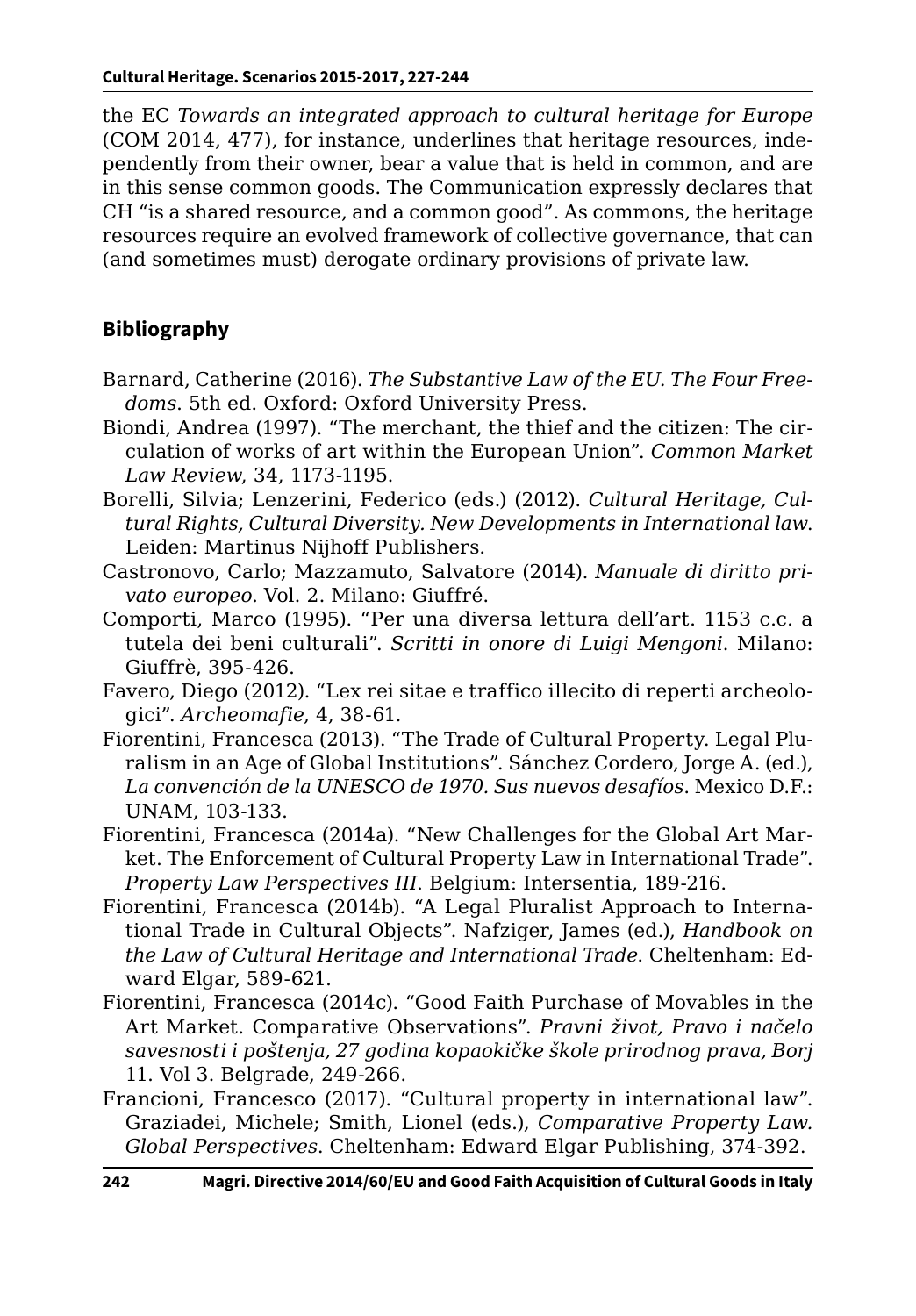the EC *Towards an integrated approach to cultural heritage for Europe* (COM 2014, 477), for instance, underlines that heritage resources, independently from their owner, bear a value that is held in common, and are in this sense common goods. The Communication expressly declares that CH "is a shared resource, and a common good". As commons, the heritage resources require an evolved framework of collective governance, that can (and sometimes must) derogate ordinary provisions of private law.

## Bibliography

Barnard, Catherine (2016). *The Substantive Law of the EU. The Four Freedoms*. 5th ed. Oxford: Oxford University Press.

Biondi, Andrea (1997). "The merchant, the thief and the citizen: The circulation of works of art within the European Union". *Common Market Law Review*, 34, 1173-1195.

Borelli, Silvia; Lenzerini, Federico (eds.) (2012). *Cultural Heritage, Cultural Rights, Cultural Diversity. New Developments in International law*. Leiden: Martinus Nijhoff Publishers.

Castronovo, Carlo; Mazzamuto, Salvatore (2014). *Manuale di diritto privato europeo*. Vol. 2. Milano: Giuffré.

Comporti, Marco (1995). "Per una diversa lettura dell'art. 1153 c.c. a tutela dei beni culturali". *Scritti in onore di Luigi Mengoni*. Milano: Giuffrè, 395-426.

Favero, Diego (2012). "Lex rei sitae e traffico illecito di reperti archeologici". *Archeomafie*, 4, 38-61.

Fiorentini, Francesca (2013). "The Trade of Cultural Property. Legal Pluralism in an Age of Global Institutions". Sánchez Cordero, Jorge A. (ed.), *La convención de la UNESCO de 1970. Sus nuevos desafíos*. Mexico D.F.: UNAM, 103-133.

Fiorentini, Francesca (2014a). "New Challenges for the Global Art Market. The Enforcement of Cultural Property Law in International Trade". *Property Law Perspectives III*. Belgium: Intersentia, 189-216.

Fiorentini, Francesca (2014b). "A Legal Pluralist Approach to International Trade in Cultural Objects". Nafziger, James (ed.), *Handbook on the Law of Cultural Heritage and International Trade*. Cheltenham: Edward Elgar, 589-621.

Fiorentini, Francesca (2014c). "Good Faith Purchase of Movables in the Art Market. Comparative Observations". *Pravni život, Pravo i načelo savesnosti i poštenja, 27 godina kopaokičke škole prirodnog prava, Borj* 11. Vol 3. Belgrade, 249-266.

Francioni, Francesco (2017). "Cultural property in international law". Graziadei, Michele; Smith, Lionel (eds.), *Comparative Property Law. Global Perspectives*. Cheltenham: Edward Elgar Publishing, 374-392.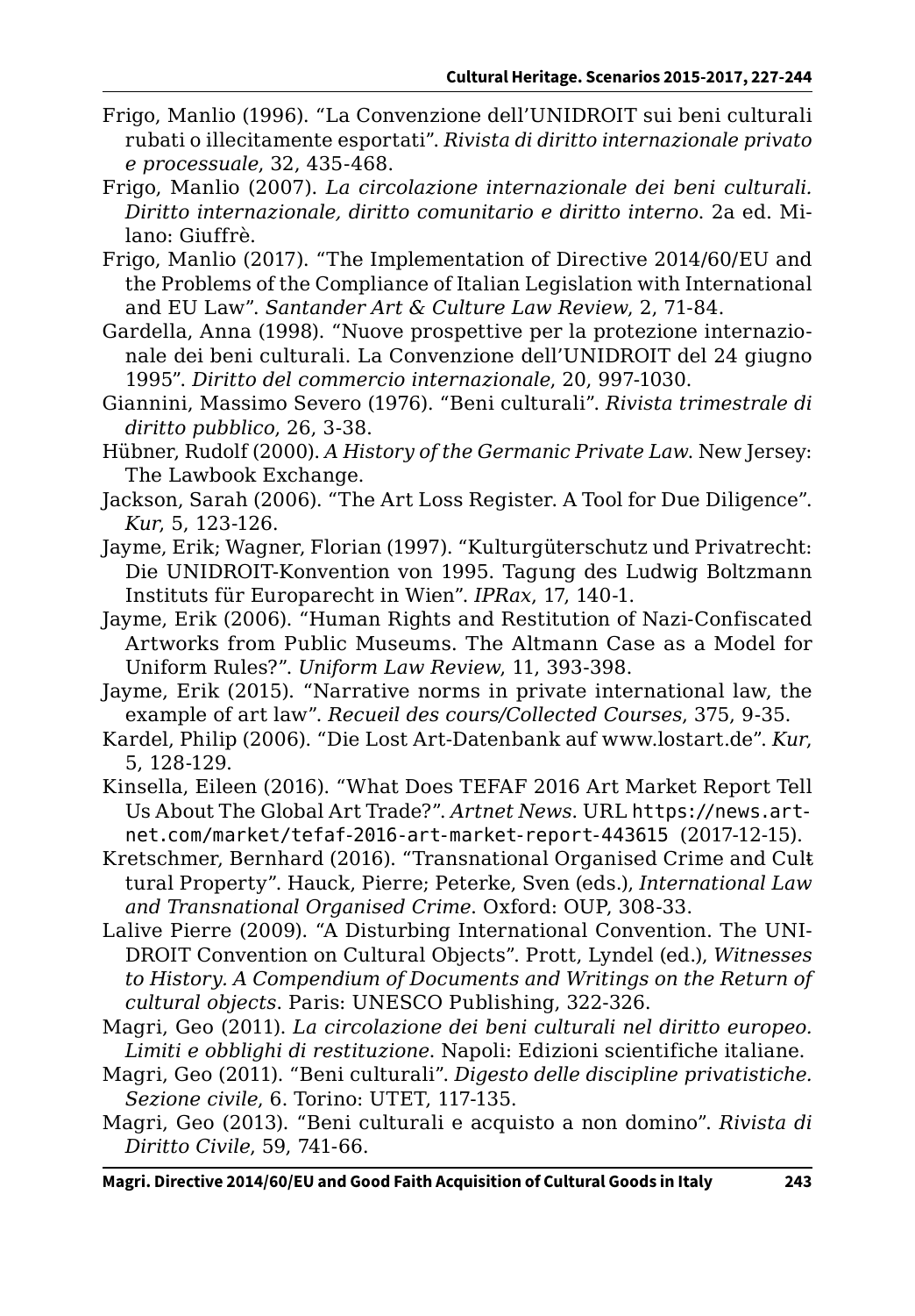Frigo, Manlio (1996). “La Convenzione dell’UNIDROIT sui beni culturali rubati o illecitamente esportati”. *Rivista di diritto internazionale privato e processuale*, 32, 435-468.

Frigo, Manlio (2007). *La circolazione internazionale dei beni culturali. Diritto internazionale, diritto comunitario e diritto interno*. 2a ed. Milano: Giuffrè.

Frigo, Manlio (2017). “The Implementation of Directive 2014/60/EU and the Problems of the Compliance of Italian Legislation with International and EU Law”. *Santander Art & Culture Law Review*, 2, 71-84.

Gardella, Anna (1998). “Nuove prospettive per la protezione internazionale dei beni culturali. La Convenzione dell’UNIDROIT del 24 giugno 1995”. *Diritto del commercio internazionale*, 20, 997-1030.

Giannini, Massimo Severo (1976). “Beni culturali”. *Rivista trimestrale di diritto pubblico*, 26, 3-38.

Hübner, Rudolf (2000). *A History of the Germanic Private Law*. New Jersey: The Lawbook Exchange.

Jackson, Sarah (2006). “The Art Loss Register. A Tool for Due Diligence”. *Kur*, 5, 123-126.

Jayme, Erik; Wagner, Florian (1997). “Kulturgüterschutz und Privatrecht: Die UNIDROIT-Konvention von 1995. Tagung des Ludwig Boltzmann Instituts für Europarecht in Wien”. *IPRax*, 17, 140-1.

Jayme, Erik (2006). “Human Rights and Restitution of Nazi-Confiscated Artworks from Public Museums. The Altmann Case as a Model for Uniform Rules?”. *Uniform Law Review*, 11, 393-398.

Jayme, Erik (2015). “Narrative norms in private international law, the example of art law”. *Recueil des cours/Collected Courses*, 375, 9-35.

Kardel, Philip (2006). “Die Lost Art-Datenbank auf www.lostart.de”. *Kur*, 5, 128-129.

Kinsella, Eileen (2016). “What Does TEFAF 2016 Art Market Report Tell Us About The Global Art Trade?”. *Artnet News*. URL https://news.artnet.com/market/tefaf-2016-art-market-report-443615 (2017-12-15).

Kretschmer, Bernhard (2016). “Transnational Organised Crime and Cultural Property”. Hauck, Pierre; Peterke, Sven (eds.), *International Law and Transnational Organised Crime*. Oxford: OUP, 308-33.

Lalive Pierre (2009). “A Disturbing International Convention. The UNIDROIT Convention on Cultural Objects”. Prott, Lyndel (ed.), *Witnesses to History. A Compendium of Documents and Writings on the Return of cultural objects*. Paris: UNESCO Publishing, 322-326.

Magri, Geo (2011). *La circolazione dei beni culturali nel diritto europeo. Limiti e obblighi di restituzione*. Napoli: Edizioni scientifiche italiane.

Magri, Geo (2011). “Beni culturali”. *Digesto delle discipline privatistiche. Sezione civile*, 6. Torino: UTET, 117-135.

Magri, Geo (2013). “Beni culturali e acquisto a non domino”. *Rivista di Diritto Civile*, 59, 741-66.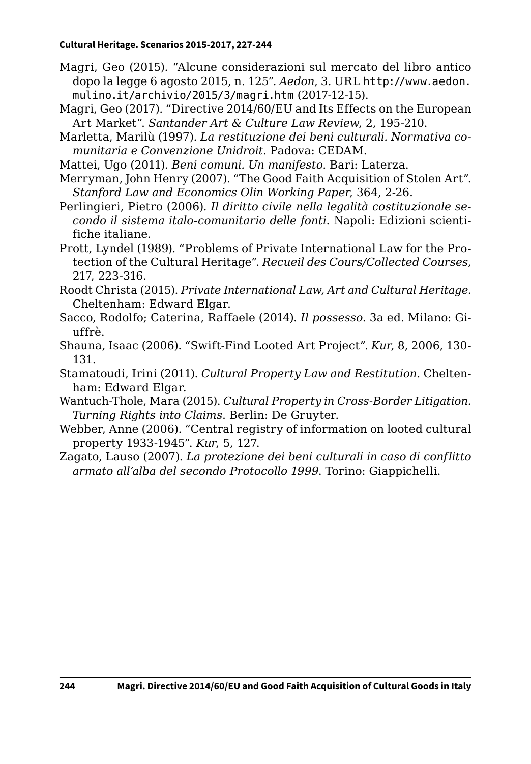Magri, Geo (2015). “Alcune considerazioni sul mercato del libro antico dopo la legge 6 agosto 2015, n. 125”. *Aedon*, 3. URL http://www.aedon.mulino.it/archivio/2015/3/magri.htm (2017-12-15).

Magri, Geo (2017). “Directive 2014/60/EU and Its Effects on the European Art Market”. *Santander Art & Culture Law Review*, 2, 195-210.

Marletta, Marilù (1997). *La restituzione dei beni culturali. Normativa comunitaria e Convenzione Unidroit*. Padova: CEDAM.

Mattei, Ugo (2011). *Beni comuni. Un manifesto*. Bari: Laterza.

Merryman, John Henry (2007). “The Good Faith Acquisition of Stolen Art”. *Stanford Law and Economics Olin Working Paper*, 364, 2-26.

Perlingieri, Pietro (2006). *Il diritto civile nella legalità costituzionale secondo il sistema italo-comunitario delle fonti*. Napoli: Edizioni scientifiche italiane.

Prott, Lyndel (1989). “Problems of Private International Law for the Protection of the Cultural Heritage”. *Recueil des Cours/Collected Courses*, 217, 223-316.

Roodt Christa (2015). *Private International Law, Art and Cultural Heritage*. Cheltenham: Edward Elgar.

Sacco, Rodolfo; Caterina, Raffaele (2014). *Il possesso*. 3a ed. Milano: Giuffrè.

Shauna, Isaac (2006). “Swift-Find Looted Art Project”. *Kur*, 8, 2006, 130-131.

Stamatoudi, Irini (2011). *Cultural Property Law and Restitution*. Cheltenham: Edward Elgar.

Wantuch-Thole, Mara (2015). *Cultural Property in Cross-Border Litigation. Turning Rights into Claims*. Berlin: De Gruyter.

Webber, Anne (2006). “Central registry of information on looted cultural property 1933-1945”. *Kur*, 5, 127.

Zagato, Lauso (2007). *La protezione dei beni culturali in caso di conflitto armato all’alba del secondo Protocollo 1999*. Torino: Giappichelli.